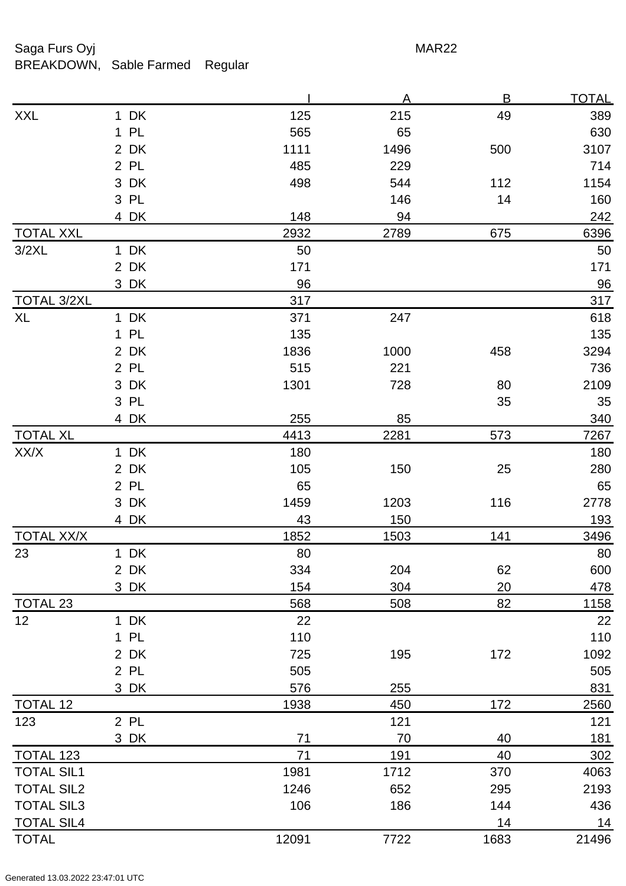Saga Furs Oyj MAR22

BREAKDOWN, Sable Farmed Regular

| | | I | A | B | TOTAL |
|---|---|---|---|---|---|
| XXL | 1 DK | 125 | 215 | 49 | 389 |
| | 1 PL | 565 | 65 | | 630 |
| | 2 DK | 1111 | 1496 | 500 | 3107 |
| | 2 PL | 485 | 229 | | 714 |
| | 3 DK | 498 | 544 | 112 | 1154 |
| | 3 PL | | 146 | 14 | 160 |
| | 4 DK | 148 | 94 | | 242 |
| TOTAL XXL | | 2932 | 2789 | 675 | 6396 |
| 3/2XL | 1 DK | 50 | | | 50 |
| | 2 DK | 171 | | | 171 |
| | 3 DK | 96 | | | 96 |
| TOTAL 3/2XL | | 317 | | | 317 |
| XL | 1 DK | 371 | 247 | | 618 |
| | 1 PL | 135 | | | 135 |
| | 2 DK | 1836 | 1000 | 458 | 3294 |
| | 2 PL | 515 | 221 | | 736 |
| | 3 DK | 1301 | 728 | 80 | 2109 |
| | 3 PL | | | 35 | 35 |
| | 4 DK | 255 | 85 | | 340 |
| TOTAL XL | | 4413 | 2281 | 573 | 7267 |
| XX/X | 1 DK | 180 | | | 180 |
| | 2 DK | 105 | 150 | 25 | 280 |
| | 2 PL | 65 | | | 65 |
| | 3 DK | 1459 | 1203 | 116 | 2778 |
| | 4 DK | 43 | 150 | | 193 |
| TOTAL XX/X | | 1852 | 1503 | 141 | 3496 |
| 23 | 1 DK | 80 | | | 80 |
| | 2 DK | 334 | 204 | 62 | 600 |
| | 3 DK | 154 | 304 | 20 | 478 |
| TOTAL 23 | | 568 | 508 | 82 | 1158 |
| 12 | 1 DK | 22 | | | 22 |
| | 1 PL | 110 | | | 110 |
| | 2 DK | 725 | 195 | 172 | 1092 |
| | 2 PL | 505 | | | 505 |
| | 3 DK | 576 | 255 | | 831 |
| TOTAL 12 | | 1938 | 450 | 172 | 2560 |
| 123 | 2 PL | | 121 | | 121 |
| | 3 DK | 71 | 70 | 40 | 181 |
| TOTAL 123 | | 71 | 191 | 40 | 302 |
| TOTAL SIL1 | | 1981 | 1712 | 370 | 4063 |
| TOTAL SIL2 | | 1246 | 652 | 295 | 2193 |
| TOTAL SIL3 | | 106 | 186 | 144 | 436 |
| TOTAL SIL4 | | | | 14 | 14 |
| TOTAL | | 12091 | 7722 | 1683 | 21496 |

Generated 13.03.2022 23:47:01 UTC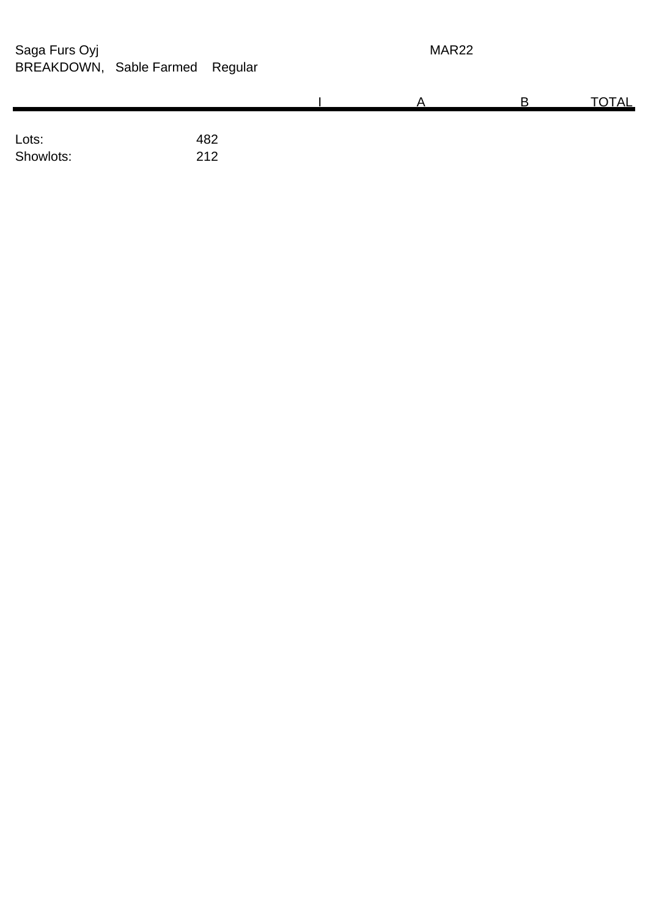Saga Furs Oyj MAR22

BREAKDOWN, Sable Farmed Regular

| | I | A | B | TOTAL |
|---|---|---|---|---|

| | |
|---|---|
| Lots: | 482 |
| Showlots: | 212 |